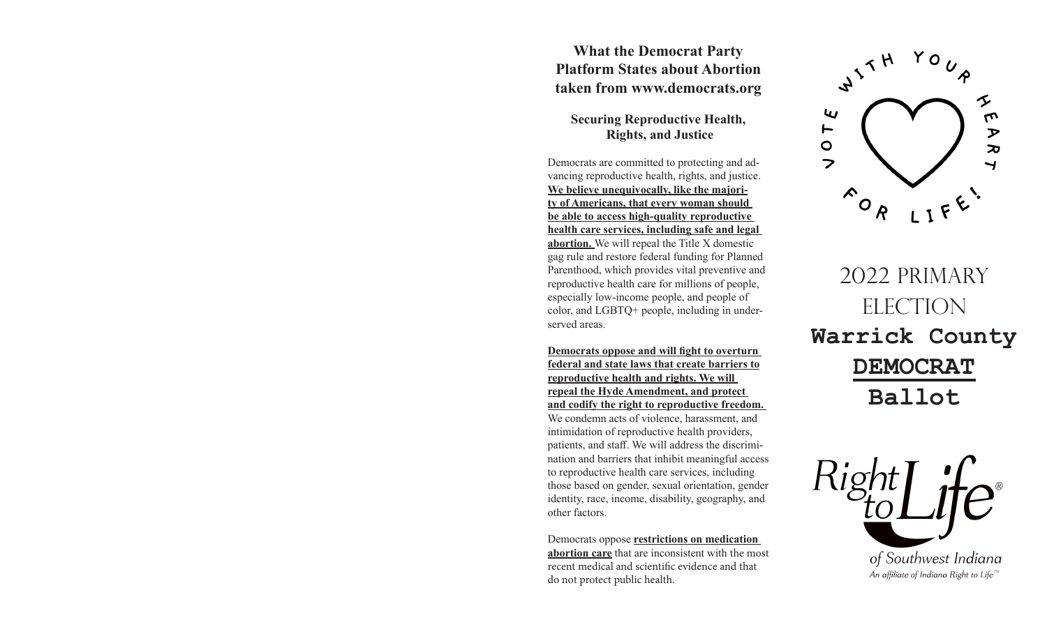## What the Democrat Party Platform States about Abortion taken from www.democrats.org

### Securing Reproductive Health, Rights, and Justice

Democrats are committed to protecting and advancing reproductive health, rights, and justice. **We believe unequivocally, like the majority of Americans, that every woman should be able to access high-quality reproductive health care services, including safe and legal abortion.** We will repeal the Title X domestic gag rule and restore federal funding for Planned Parenthood, which provides vital preventive and reproductive health care for millions of people, especially low-income people, and people of color, and LGBTQ+ people, including in underserved areas.

**Democrats oppose and will fight to overturn federal and state laws that create barriers to reproductive health and rights. We will repeal the Hyde Amendment, and protect and codify the right to reproductive freedom.** We condemn acts of violence, harassment, and intimidation of reproductive health providers, patients, and staff. We will address the discrimination and barriers that inhibit meaningful access to reproductive health care services, including those based on gender, sexual orientation, gender identity, race, income, disability, geography, and other factors.

Democrats oppose **restrictions on medication abortion care** that are inconsistent with the most recent medical and scientific evidence and that do not protect public health.

VOTE WITH YOUR HEART FOR LIFE!

# 2022 PRIMARY ELECTION

# Warrick County **DEMOCRAT** Ballot

Right to Life® of Southwest Indiana

*An affiliate of Indiana Right to Life™*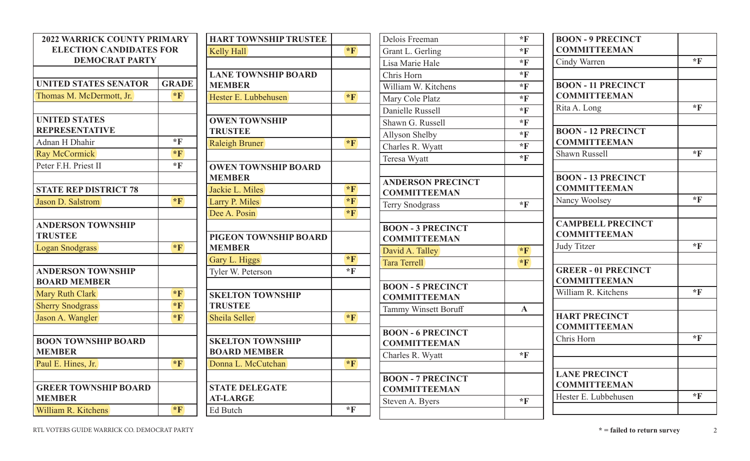| 2022 WARRICK COUNTY PRIMARY ELECTION CANDIDATES FOR DEMOCRAT PARTY | |
|---|---|
| | |
| **UNITED STATES SENATOR** | **GRADE** |
| Thomas M. McDermott, Jr. | *F |
| | |
| **UNITED STATES REPRESENTATIVE** | |
| Adnan H Dhahir | *F |
| Ray McCormick | *F |
| Peter F.H. Priest II | *F |
| | |
| **STATE REP DISTRICT 78** | |
| Jason D. Salstrom | *F |
| | |
| **ANDERSON TOWNSHIP TRUSTEE** | |
| Logan Snodgrass | *F |
| | |
| **ANDERSON TOWNSHIP BOARD MEMBER** | |
| Mary Ruth Clark | *F |
| Sherry Snodgrass | *F |
| Jason A. Wangler | *F |
| | |
| **BOON TOWNSHIP BOARD MEMBER** | |
| Paul E. Hines, Jr. | *F |
| | |
| **GREER TOWNSHIP BOARD MEMBER** | |
| William R. Kitchens | *F |
| **HART TOWNSHIP TRUSTEE** | |
| Kelly Hall | *F |
| | |
| **LANE TOWNSHIP BOARD MEMBER** | |
| Hester E. Lubbehusen | *F |
| | |
| **OWEN TOWNSHIP TRUSTEE** | |
| Raleigh Bruner | *F |
| | |
| **OWEN TOWNSHIP BOARD MEMBER** | |
| Jackie L. Miles | *F |
| Larry P. Miles | *F |
| Dee A. Posin | *F |
| | |
| **PIGEON TOWNSHIP BOARD MEMBER** | |
| Gary L. Higgs | *F |
| Tyler W. Peterson | *F |
| | |
| **SKELTON TOWNSHIP TRUSTEE** | |
| Sheila Seller | *F |
| | |
| **SKELTON TOWNSHIP BOARD MEMBER** | |
| Donna L. McCutchan | *F |
| | |
| **STATE DELEGATE AT-LARGE** | |
| Ed Butch | *F |
| Delois Freeman | *F |
| Grant L. Gerling | *F |
| Lisa Marie Hale | *F |
| Chris Horn | *F |
| William W. Kitchens | *F |
| Mary Cole Platz | *F |
| Danielle Russell | *F |
| Shawn G. Russell | *F |
| Allyson Shelby | *F |
| Charles R. Wyatt | *F |
| Teresa Wyatt | *F |
| | |
| **ANDERSON PRECINCT COMMITTEEMAN** | |
| Terry Snodgrass | *F |
| | |
| **BOON - 3 PRECINCT COMMITTEEMAN** | |
| David A. Talley | *F |
| Tara Terrell | *F |
| | |
| **BOON - 5 PRECINCT COMMITTEEMAN** | |
| Tammy Winsett Boruff | A |
| | |
| **BOON - 6 PRECINCT COMMITTEEMAN** | |
| Charles R. Wyatt | *F |
| | |
| **BOON - 7 PRECINCT COMMITTEEMAN** | |
| Steven A. Byers | *F |
| | |
| **BOON - 9 PRECINCT COMMITTEEMAN** | |
| Cindy Warren | *F |
| | |
| **BOON - 11 PRECINCT COMMITTEEMAN** | |
| Rita A. Long | *F |
| | |
| **BOON - 12 PRECINCT COMMITTEEMAN** | |
| Shawn Russell | *F |
| | |
| **BOON - 13 PRECINCT COMMITTEEMAN** | |
| Nancy Woolsey | *F |
| | |
| **CAMPBELL PRECINCT COMMITTEEMAN** | |
| Judy Titzer | *F |
| | |
| **GREER - 01 PRECINCT COMMITTEEMAN** | |
| William R. Kitchens | *F |
| | |
| **HART PRECINCT COMMITTEEMAN** | |
| Chris Horn | *F |
| | |
| | |
| **LANE PRECINCT COMMITTEEMAN** | |
| Hester E. Lubbehusen | *F |
| | |

RTL VOTERS GUIDE WARRICK CO. DEMOCRAT PARTY

**\* = failed to return survey**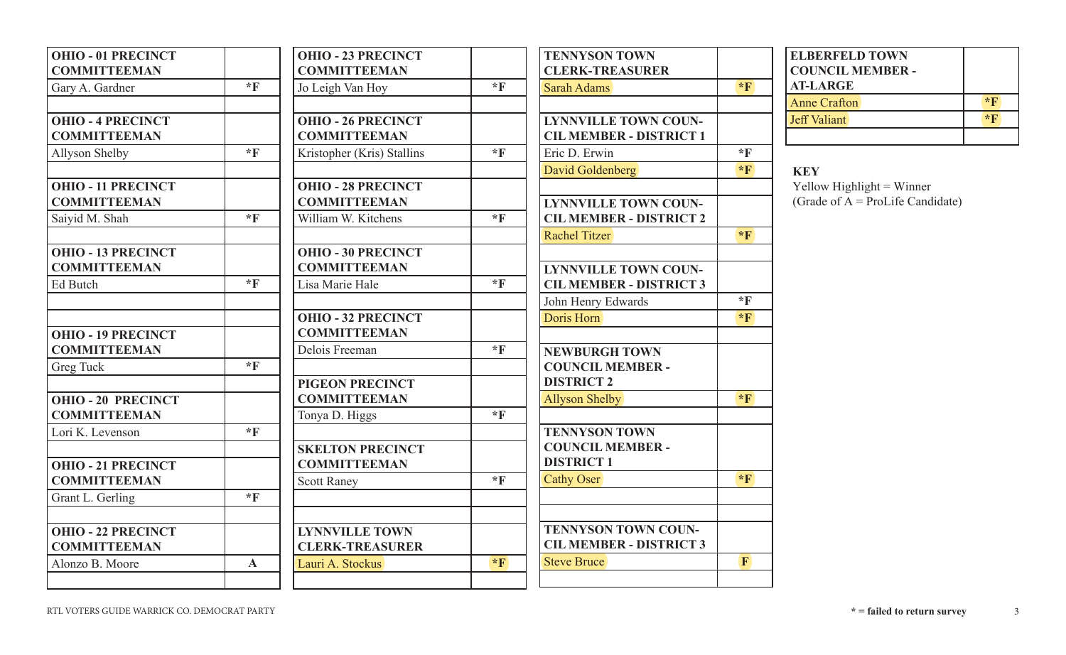| OHIO - 01 PRECINCT COMMITTEEMAN | |
|---|---|
| Gary A. Gardner | *F |

| OHIO - 4 PRECINCT COMMITTEEMAN | |
|---|---|
| Allyson Shelby | *F |

| OHIO - 11 PRECINCT COMMITTEEMAN | |
|---|---|
| Saiyid M. Shah | *F |

| OHIO - 13 PRECINCT COMMITTEEMAN | |
|---|---|
| Ed Butch | *F |

| OHIO - 19 PRECINCT COMMITTEEMAN | |
|---|---|
| Greg Tuck | *F |

| OHIO - 20 PRECINCT COMMITTEEMAN | |
|---|---|
| Lori K. Levenson | *F |

| OHIO - 21 PRECINCT COMMITTEEMAN | |
|---|---|
| Grant L. Gerling | *F |

| OHIO - 22 PRECINCT COMMITTEEMAN | |
|---|---|
| Alonzo B. Moore | A |

| OHIO - 23 PRECINCT COMMITTEEMAN | |
|---|---|
| Jo Leigh Van Hoy | *F |

| OHIO - 26 PRECINCT COMMITTEEMAN | |
|---|---|
| Kristopher (Kris) Stallins | *F |

| OHIO - 28 PRECINCT COMMITTEEMAN | |
|---|---|
| William W. Kitchens | *F |

| OHIO - 30 PRECINCT COMMITTEEMAN | |
|---|---|
| Lisa Marie Hale | *F |

| OHIO - 32 PRECINCT COMMITTEEMAN | |
|---|---|
| Delois Freeman | *F |

| PIGEON PRECINCT COMMITTEEMAN | |
|---|---|
| Tonya D. Higgs | *F |

| SKELTON PRECINCT COMMITTEEMAN | |
|---|---|
| Scott Raney | *F |

| LYNNVILLE TOWN CLERK-TREASURER | |
|---|---|
| Lauri A. Stockus | *F |

| TENNYSON TOWN CLERK-TREASURER | |
|---|---|
| Sarah Adams | *F |

| LYNNVILLE TOWN COUNCIL MEMBER - DISTRICT 1 | |
|---|---|
| Eric D. Erwin | *F |
| David Goldenberg | *F |

| LYNNVILLE TOWN COUNCIL MEMBER - DISTRICT 2 | |
|---|---|
| Rachel Titzer | *F |

| LYNNVILLE TOWN COUNCIL MEMBER - DISTRICT 3 | |
|---|---|
| John Henry Edwards | *F |
| Doris Horn | *F |

| NEWBURGH TOWN COUNCIL MEMBER - DISTRICT 2 | |
|---|---|
| Allyson Shelby | *F |

| TENNYSON TOWN COUNCIL MEMBER - DISTRICT 1 | |
|---|---|
| Cathy Oser | *F |

| TENNYSON TOWN COUNCIL MEMBER - DISTRICT 3 | |
|---|---|
| Steve Bruce | F |

| ELBERFELD TOWN COUNCIL MEMBER - AT-LARGE | |
|---|---|
| Anne Crafton | *F |
| Jeff Valiant | *F |

**KEY**
Yellow Highlight = Winner
(Grade of A = ProLife Candidate)

RTL VOTERS GUIDE WARRICK CO. DEMOCRAT PARTY

**\* = failed to return survey**